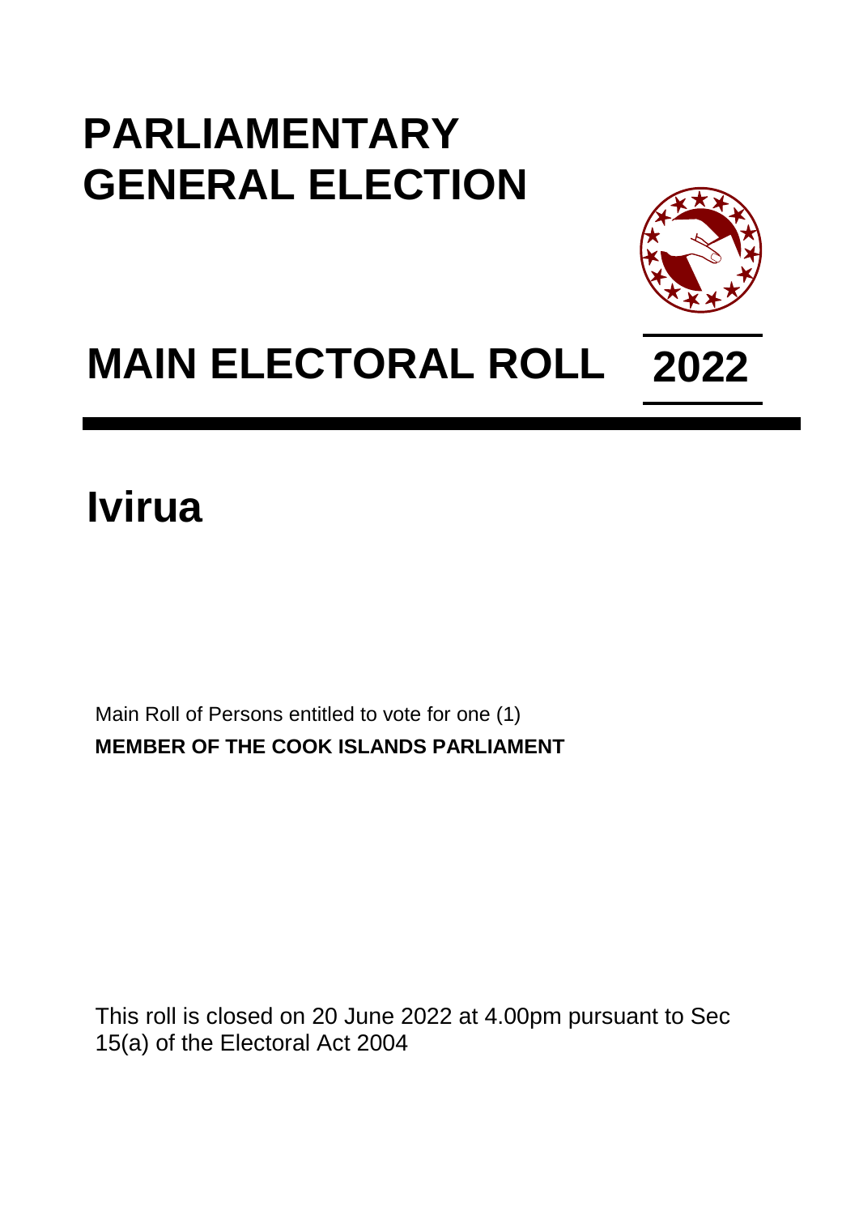# PARLIAMENTARY GENERAL ELECTION

# MAIN ELECTORAL ROLL 2022

## Ivirua

Main Roll of Persons entitled to vote for one (1)
**MEMBER OF THE COOK ISLANDS PARLIAMENT**

This roll is closed on 20 June 2022 at 4.00pm pursuant to Sec 15(a) of the Electoral Act 2004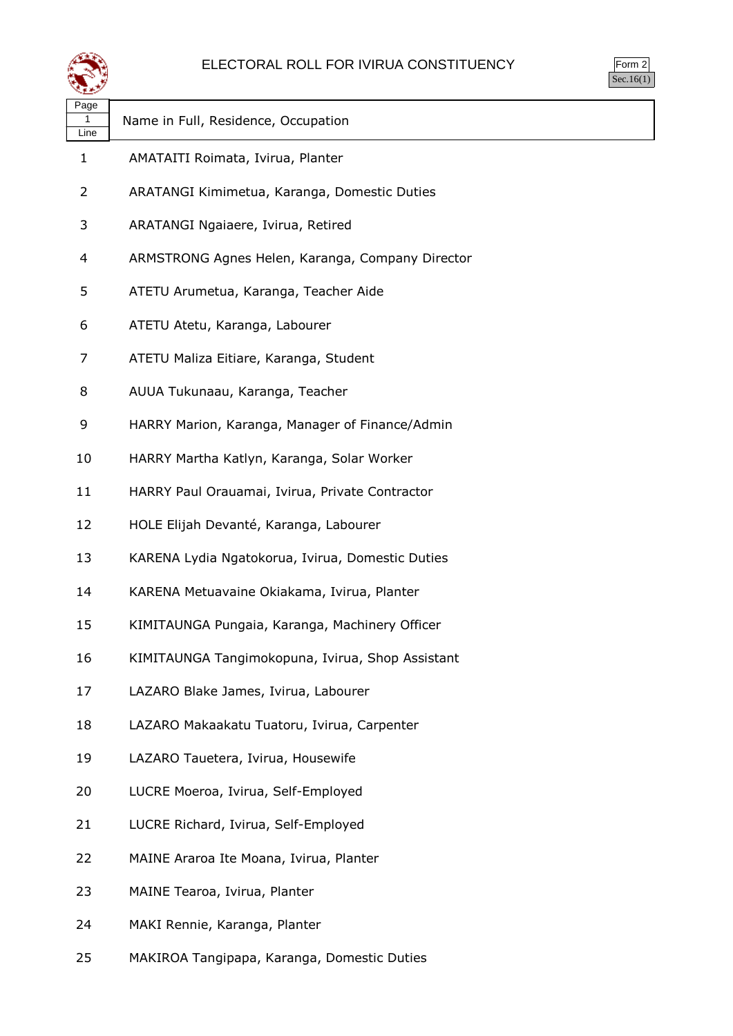# ELECTORAL ROLL FOR IVIRUA CONSTITUENCY

Form 2
Sec.16(1)

| Page 1 Line | Name in Full, Residence, Occupation |
|---|---|
| 1 | AMATAITI Roimata, Ivirua, Planter |
| 2 | ARATANGI Kimimetua, Karanga, Domestic Duties |
| 3 | ARATANGI Ngaiaere, Ivirua, Retired |
| 4 | ARMSTRONG Agnes Helen, Karanga, Company Director |
| 5 | ATETU Arumetua, Karanga, Teacher Aide |
| 6 | ATETU Atetu, Karanga, Labourer |
| 7 | ATETU Maliza Eitiare, Karanga, Student |
| 8 | AUUA Tukunaau, Karanga, Teacher |
| 9 | HARRY Marion, Karanga, Manager of Finance/Admin |
| 10 | HARRY Martha Katlyn, Karanga, Solar Worker |
| 11 | HARRY Paul Orauamai, Ivirua, Private Contractor |
| 12 | HOLE Elijah Devanté, Karanga, Labourer |
| 13 | KARENA Lydia Ngatokorua, Ivirua, Domestic Duties |
| 14 | KARENA Metuavaine Okiakama, Ivirua, Planter |
| 15 | KIMITAUNGA Pungaia, Karanga, Machinery Officer |
| 16 | KIMITAUNGA Tangimokopuna, Ivirua, Shop Assistant |
| 17 | LAZARO Blake James, Ivirua, Labourer |
| 18 | LAZARO Makaakatu Tuatoru, Ivirua, Carpenter |
| 19 | LAZARO Tauetera, Ivirua, Housewife |
| 20 | LUCRE Moeroa, Ivirua, Self-Employed |
| 21 | LUCRE Richard, Ivirua, Self-Employed |
| 22 | MAINE Araroa Ite Moana, Ivirua, Planter |
| 23 | MAINE Tearoa, Ivirua, Planter |
| 24 | MAKI Rennie, Karanga, Planter |
| 25 | MAKIROA Tangipapa, Karanga, Domestic Duties |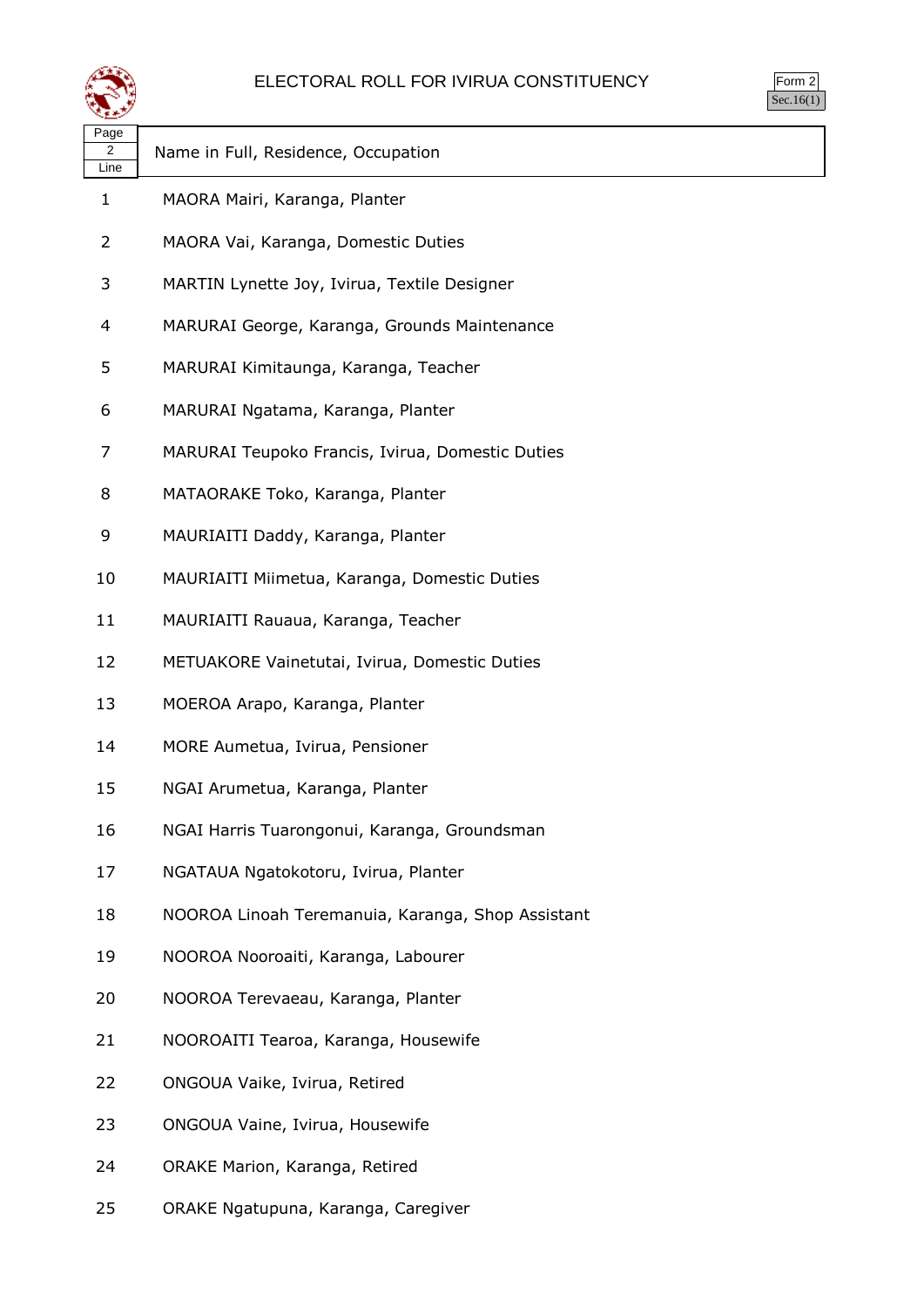# ELECTORAL ROLL FOR IVIRUA CONSTITUENCY

Form 2
Sec.16(1)

| Page 2 Line | Name in Full, Residence, Occupation |
|---|---|
| 1 | MAORA Mairi, Karanga, Planter |
| 2 | MAORA Vai, Karanga, Domestic Duties |
| 3 | MARTIN Lynette Joy, Ivirua, Textile Designer |
| 4 | MARURAI George, Karanga, Grounds Maintenance |
| 5 | MARURAI Kimitaunga, Karanga, Teacher |
| 6 | MARURAI Ngatama, Karanga, Planter |
| 7 | MARURAI Teupoko Francis, Ivirua, Domestic Duties |
| 8 | MATAORAKE Toko, Karanga, Planter |
| 9 | MAURIAITI Daddy, Karanga, Planter |
| 10 | MAURIAITI Miimetua, Karanga, Domestic Duties |
| 11 | MAURIAITI Rauaua, Karanga, Teacher |
| 12 | METUAKORE Vainetutai, Ivirua, Domestic Duties |
| 13 | MOEROA Arapo, Karanga, Planter |
| 14 | MORE Aumetua, Ivirua, Pensioner |
| 15 | NGAI Arumetua, Karanga, Planter |
| 16 | NGAI Harris Tuarongonui, Karanga, Groundsman |
| 17 | NGATAUA Ngatokotoru, Ivirua, Planter |
| 18 | NOOROA Linoah Teremanuia, Karanga, Shop Assistant |
| 19 | NOOROA Nooroaiti, Karanga, Labourer |
| 20 | NOOROA Terevaeau, Karanga, Planter |
| 21 | NOOROAITI Tearoa, Karanga, Housewife |
| 22 | ONGOUA Vaike, Ivirua, Retired |
| 23 | ONGOUA Vaine, Ivirua, Housewife |
| 24 | ORAKE Marion, Karanga, Retired |
| 25 | ORAKE Ngatupuna, Karanga, Caregiver |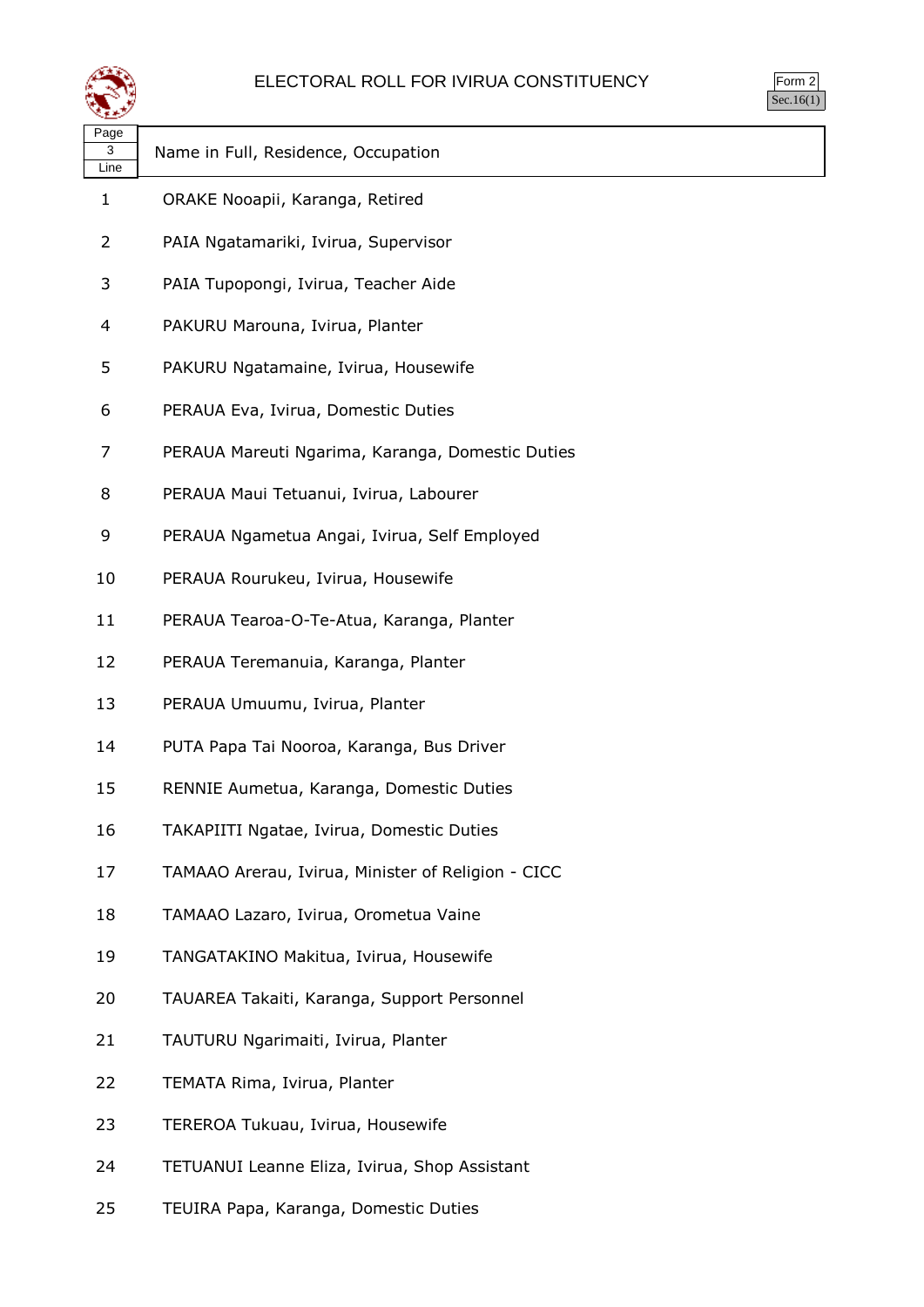# ELECTORAL ROLL FOR IVIRUA CONSTITUENCY

Form 2
Sec.16(1)

| Page 3 Line | Name in Full, Residence, Occupation |
|---|---|
| 1 | ORAKE Nooapii, Karanga, Retired |
| 2 | PAIA Ngatamariki, Ivirua, Supervisor |
| 3 | PAIA Tupopongi, Ivirua, Teacher Aide |
| 4 | PAKURU Marouna, Ivirua, Planter |
| 5 | PAKURU Ngatamaine, Ivirua, Housewife |
| 6 | PERAUA Eva, Ivirua, Domestic Duties |
| 7 | PERAUA Mareuti Ngarima, Karanga, Domestic Duties |
| 8 | PERAUA Maui Tetuanui, Ivirua, Labourer |
| 9 | PERAUA Ngametua Angai, Ivirua, Self Employed |
| 10 | PERAUA Rourukeu, Ivirua, Housewife |
| 11 | PERAUA Tearoa-O-Te-Atua, Karanga, Planter |
| 12 | PERAUA Teremanuia, Karanga, Planter |
| 13 | PERAUA Umuumu, Ivirua, Planter |
| 14 | PUTA Papa Tai Nooroa, Karanga, Bus Driver |
| 15 | RENNIE Aumetua, Karanga, Domestic Duties |
| 16 | TAKAPIITI Ngatae, Ivirua, Domestic Duties |
| 17 | TAMAAO Arerau, Ivirua, Minister of Religion - CICC |
| 18 | TAMAAO Lazaro, Ivirua, Orometua Vaine |
| 19 | TANGATAKINO Makitua, Ivirua, Housewife |
| 20 | TAUAREA Takaiti, Karanga, Support Personnel |
| 21 | TAUTURU Ngarimaiti, Ivirua, Planter |
| 22 | TEMATA Rima, Ivirua, Planter |
| 23 | TEREROA Tukuau, Ivirua, Housewife |
| 24 | TETUANUI Leanne Eliza, Ivirua, Shop Assistant |
| 25 | TEUIRA Papa, Karanga, Domestic Duties |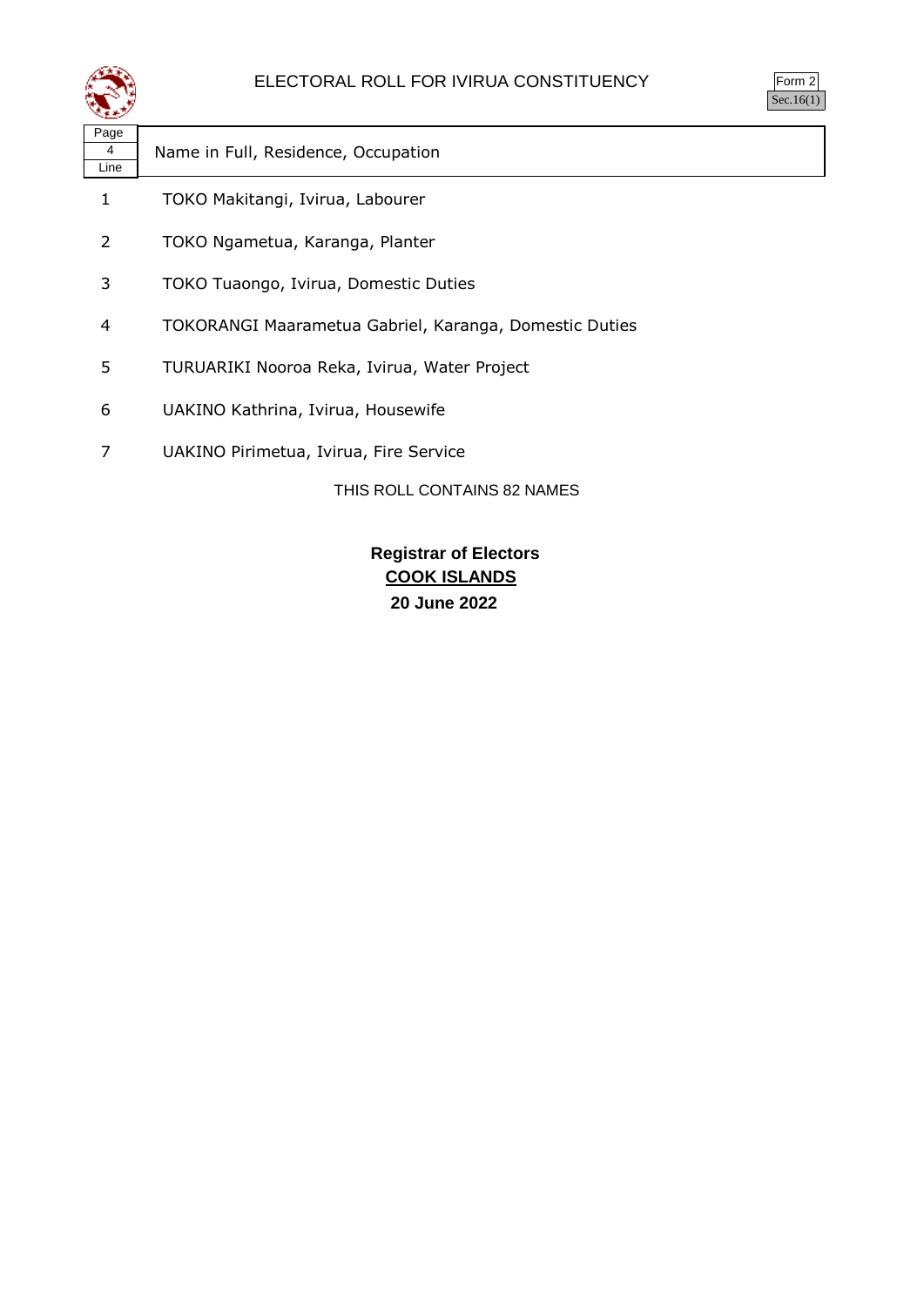# ELECTORAL ROLL FOR IVIRUA CONSTITUENCY

Form 2
Sec.16(1)

| Page 4 Line | Name in Full, Residence, Occupation |
|---|---|
| 1 | TOKO Makitangi, Ivirua, Labourer |
| 2 | TOKO Ngametua, Karanga, Planter |
| 3 | TOKO Tuaongo, Ivirua, Domestic Duties |
| 4 | TOKORANGI Maarametua Gabriel, Karanga, Domestic Duties |
| 5 | TURUARIKI Nooroa Reka, Ivirua, Water Project |
| 6 | UAKINO Kathrina, Ivirua, Housewife |
| 7 | UAKINO Pirimetua, Ivirua, Fire Service |

THIS ROLL CONTAINS 82 NAMES

**Registrar of Electors**
**COOK ISLANDS**
**20 June 2022**